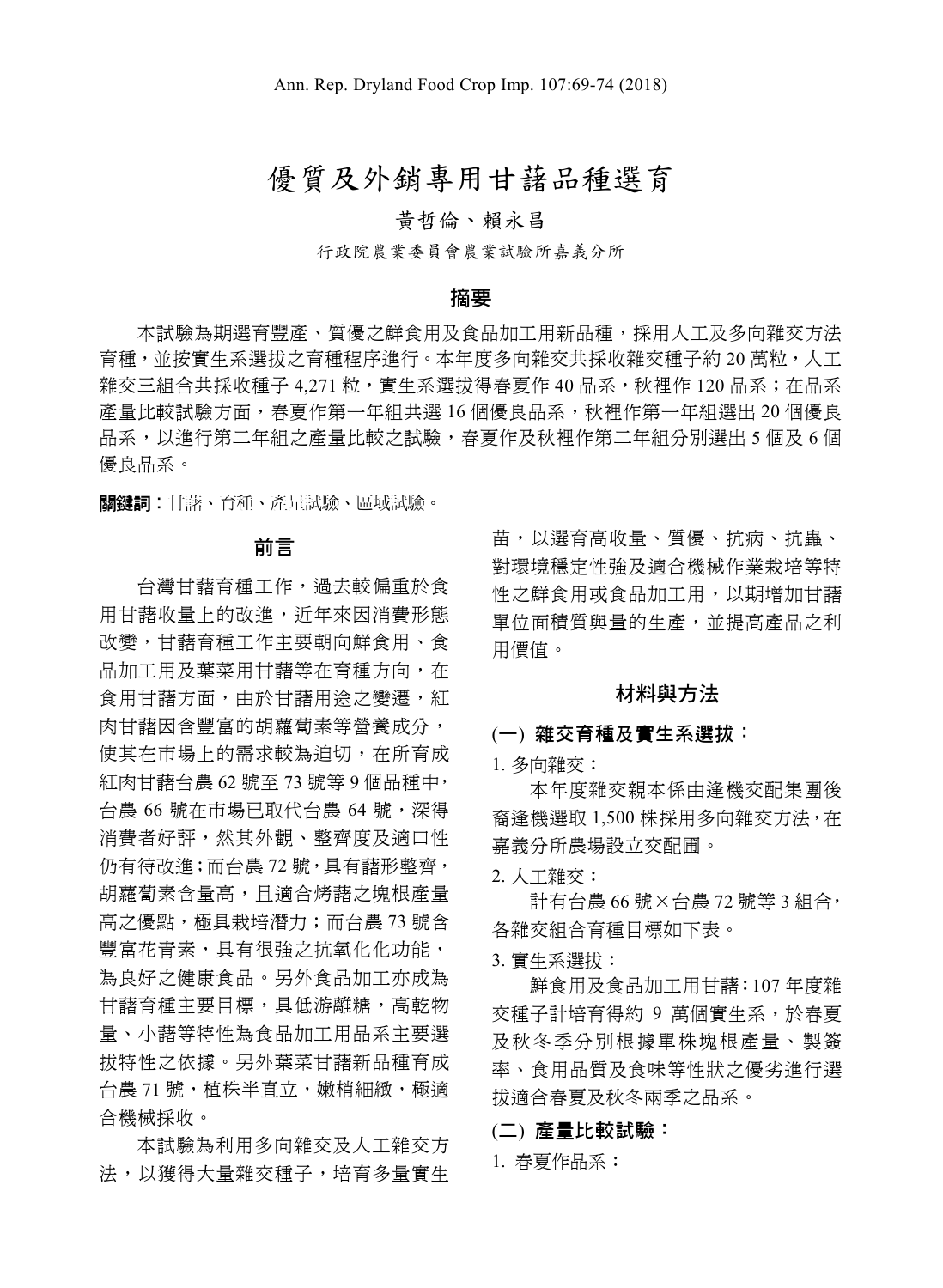# 優質及外銷專用甘藷品種選育

黃哲倫、賴永昌

行政院農業委員會農業試驗所嘉義分所

## 摘要

本試驗為期選育豐產、質優之鮮食用及食品加工用新品種，採用人工及多向雜交方法育種，並按實生系選拔之育種程序進行。本年度多向雜交共採收雜交種子約 20 萬粒，人工雜交三組合共採收種子 4,271 粒，實生系選拔得春夏作 40 品系，秋裡作 120 品系；在品系產量比較試驗方面，春夏作第一年組共選 16 個優良品系，秋裡作第一年組選出 20 個優良品系，以進行第二年組之產量比較之試驗，春夏作及秋裡作第二年組分別選出 5 個及 6 個優良品系。

**關鍵詞**：甘藷、育種、產量試驗、區域試驗。

## 前言

台灣甘藷育種工作，過去較偏重於食用甘藷收量上的改進，近年來因消費形態改變，甘藷育種工作主要朝向鮮食用、食品加工用及葉菜用甘藷等在育種方向，在食用甘藷方面，由於甘藷用途之變遷，紅肉甘藷因含豐富的胡蘿蔔素等營養成分，使其在市場上的需求較為迫切，在所育成紅肉甘藷台農 62 號至 73 號等 9 個品種中，台農 66 號在市場已取代台農 64 號，深得消費者好評，然其外觀、整齊度及適口性仍有待改進；而台農 72 號，具有藷形整齊，胡蘿蔔素含量高，且適合烤藷之塊根產量高之優點，極具栽培潛力；而台農 73 號含豐富花青素，具有很強之抗氧化化功能，為良好之健康食品。另外食品加工亦成為甘藷育種主要目標，具低游離糖，高乾物量、小藷等特性為食品加工用品系主要選拔特性之依據。另外葉菜甘藷新品種育成台農 71 號，植株半直立，嫩梢細緻，極適合機械採收。

本試驗為利用多向雜交及人工雜交方法，以獲得大量雜交種子，培育多量實生苗，以選育高收量、質優、抗病、抗蟲、對環境穩定性強及適合機械作業栽培等特性之鮮食用或食品加工用，以期增加甘藷單位面積質與量的生產，並提高產品之利用價值。

## 材料與方法

### (一) 雜交育種及實生系選拔：

1. 多向雜交：

本年度雜交親本係由逢機交配集團後裔逢機選取 1,500 株採用多向雜交方法，在嘉義分所農場設立交配圃。

2. 人工雜交：

計有台農 66 號×台農 72 號等 3 組合，各雜交組合育種目標如下表。

3. 實生系選拔：

鮮食用及食品加工用甘藷：107 年度雜交種子計培育得約 9 萬個實生系，於春夏及秋冬季分別根據單株塊根產量、製籤率、食用品質及食味等性狀之優劣進行選拔適合春夏及秋冬兩季之品系。

### (二) 產量比較試驗：

1. 春夏作品系：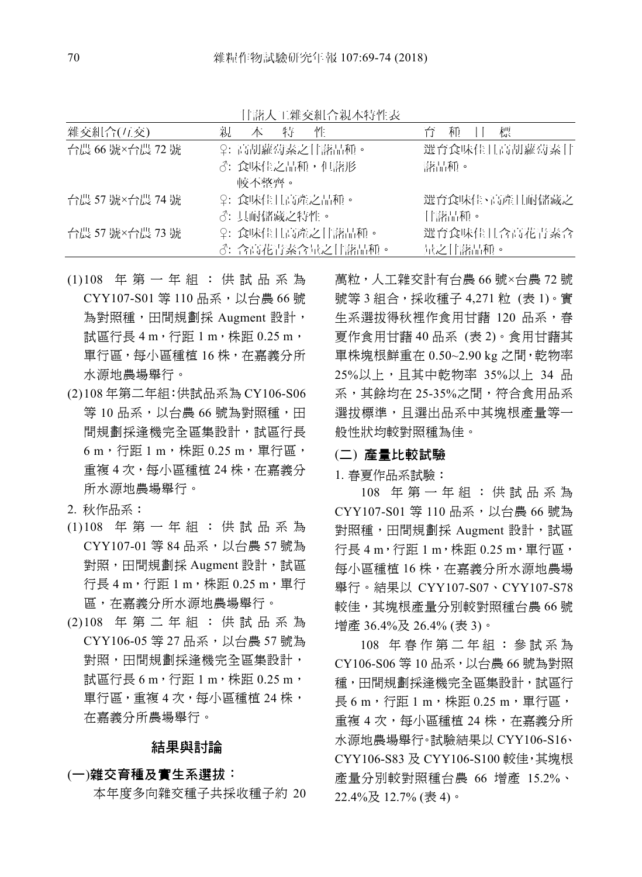甘藷人工雜交組合親本特性表

| 雜交組合(互交) | 親　本　特　性 | 育　種　目　標 |
|---|---|---|
| 台農 66 號×台農 72 號 | ♀: 高胡蘿蔔素之甘藷品種。<br>♂: 食味佳之品種，但藷形較不整齊。 | 選育食味佳且高胡蘿蔔素甘藷品種。 |
| 台農 57 號×台農 74 號 | ♀: 食味佳且高產之品種。<br>♂: 具耐儲藏之特性。 | 選育食味佳、高產且耐儲藏之甘藷品種。 |
| 台農 57 號×台農 73 號 | ♀: 食味佳且高產之甘藷品種。<br>♂: 含高花青素含量之甘藷品種。 | 選育食味佳且含高花青素含量之甘藷品種。 |

(1)108 年第一年組：供試品系為 CYY107-S01 等 110 品系，以台農 66 號為對照種，田間規劃採 Augment 設計，試區行長 4 m，行距 1 m，株距 0.25 m，單行區，每小區種植 16 株，在嘉義分所水源地農場舉行。

(2)108 年第二年組：供試品系為 CY106-S06 等 10 品系，以台農 66 號為對照種，田間規劃採逢機完全區集設計，試區行長 6 m，行距 1 m，株距 0.25 m，單行區，重複 4 次，每小區種植 24 株，在嘉義分所水源地農場舉行。

2. 秋作品系：

(1)108 年第一年組：供試品系為 CYY107-01 等 84 品系，以台農 57 號為對照，田間規劃採 Augment 設計，試區行長 4 m，行距 1 m，株距 0.25 m，單行區，在嘉義分所水源地農場舉行。

(2)108 年第二年組：供試品系為 CYY106-05 等 27 品系，以台農 57 號為對照，田間規劃採逢機完全區集設計，試區行長 6 m，行距 1 m，株距 0.25 m，單行區，重複 4 次，每小區種植 24 株，在嘉義分所農場舉行。

## 結果與討論

### (一)雜交育種及實生系選拔：

本年度多向雜交種子共採收種子約 20 萬粒，人工雜交計有台農 66 號×台農 72 號號等 3 組合，採收種子 4,271 粒 (表 1)。實生系選拔得秋裡作食用甘藷 120 品系，春夏作食用甘藷 40 品系 (表 2)。食用甘藷其單株塊根鮮重在 0.50~2.90 kg 之間，乾物率 25%以上，且其中乾物率 35%以上 34 品系，其餘均在 25-35%之間，符合食用品系選拔標準，且選出品系中其塊根產量等一般性狀均較對照種為佳。

### (二) 產量比較試驗

1. 春夏作品系試驗：

108 年第一年組：供試品系為 CYY107-S01 等 110 品系，以台農 66 號為對照種，田間規劃採 Augment 設計，試區行長 4 m，行距 1 m，株距 0.25 m，單行區，每小區種植 16 株，在嘉義分所水源地農場舉行。結果以 CYY107-S07、CYY107-S78 較佳，其塊根產量分別較對照種台農 66 號增產 36.4%及 26.4% (表 3)。

108 年春作第二年組：參試系為 CY106-S06 等 10 品系，以台農 66 號為對照種，田間規劃採逢機完全區集設計，試區行長 6 m，行距 1 m，株距 0.25 m，單行區，重複 4 次，每小區種植 24 株，在嘉義分所水源地農場舉行。試驗結果以 CYY106-S16、CYY106-S83 及 CYY106-S100 較佳，其塊根產量分別較對照種台農 66 增產 15.2%、22.4%及 12.7% (表 4)。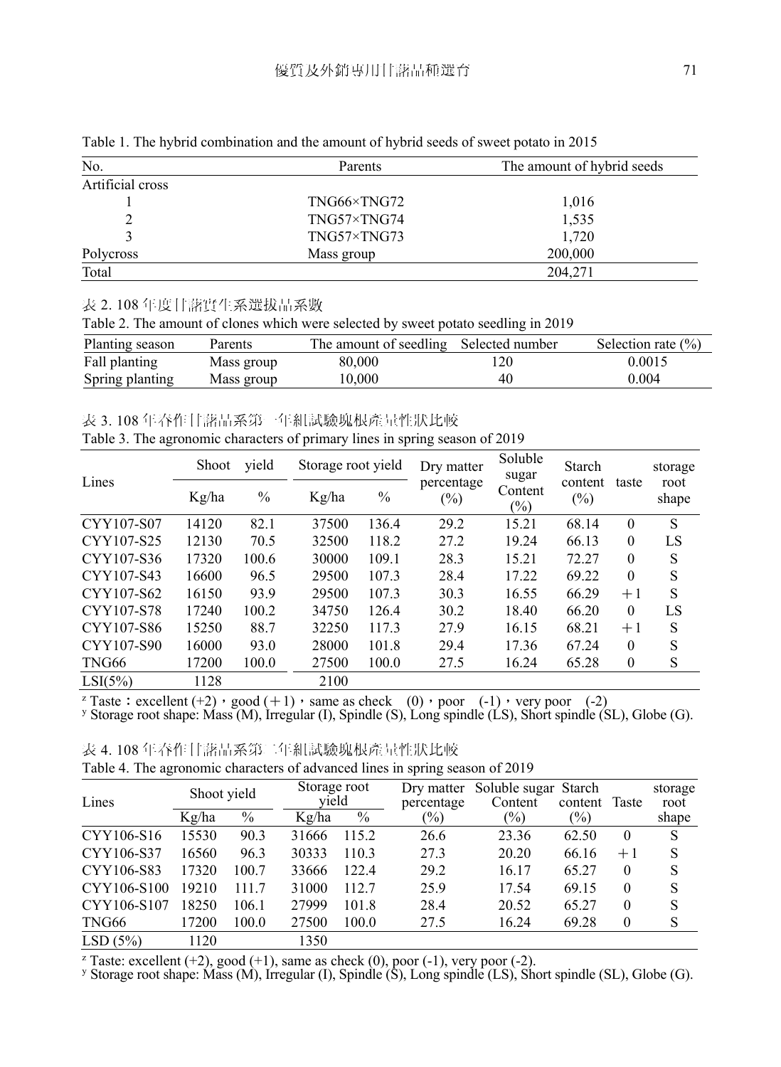Table 1. The hybrid combination and the amount of hybrid seeds of sweet potato in 2015

| No. | Parents | The amount of hybrid seeds |
|---|---|---|
| Artificial cross | | |
| 1 | TNG66×TNG72 | 1,016 |
| 2 | TNG57×TNG74 | 1,535 |
| 3 | TNG57×TNG73 | 1,720 |
| Polycross | Mass group | 200,000 |
| Total | | 204,271 |

表 2. 108 年度甘藷實生系選拔品系數

Table 2. The amount of clones which were selected by sweet potato seedling in 2019

| Planting season | Parents | The amount of seedling | Selected number | Selection rate (%) |
|---|---|---|---|---|
| Fall planting | Mass group | 80,000 | 120 | 0.0015 |
| Spring planting | Mass group | 10,000 | 40 | 0.004 |

表 3. 108 年春作甘藷品系第一年組試驗塊根產量性狀比較

Table 3. The agronomic characters of primary lines in spring season of 2019

| Lines | Shoot yield | | Storage root yield | | Dry matter percentage (%) | Soluble sugar Content (%) | Starch content (%) | taste | storage root shape |
|---|---|---|---|---|---|---|---|---|---|
| | Kg/ha | % | Kg/ha | % | | | | | |
| CYY107-S07 | 14120 | 82.1 | 37500 | 136.4 | 29.2 | 15.21 | 68.14 | 0 | S |
| CYY107-S25 | 12130 | 70.5 | 32500 | 118.2 | 27.2 | 19.24 | 66.13 | 0 | LS |
| CYY107-S36 | 17320 | 100.6 | 30000 | 109.1 | 28.3 | 15.21 | 72.27 | 0 | S |
| CYY107-S43 | 16600 | 96.5 | 29500 | 107.3 | 28.4 | 17.22 | 69.22 | 0 | S |
| CYY107-S62 | 16150 | 93.9 | 29500 | 107.3 | 30.3 | 16.55 | 66.29 | ＋1 | S |
| CYY107-S78 | 17240 | 100.2 | 34750 | 126.4 | 30.2 | 18.40 | 66.20 | 0 | LS |
| CYY107-S86 | 15250 | 88.7 | 32250 | 117.3 | 27.9 | 16.15 | 68.21 | ＋1 | S |
| CYY107-S90 | 16000 | 93.0 | 28000 | 101.8 | 29.4 | 17.36 | 67.24 | 0 | S |
| TNG66 | 17200 | 100.0 | 27500 | 100.0 | 27.5 | 16.24 | 65.28 | 0 | S |
| LSI(5%) | 1128 | | 2100 | | | | | | |

z Taste：excellent (+2)，good (＋1)，same as check (0)，poor (-1)，very poor (-2)

y Storage root shape: Mass (M), Irregular (I), Spindle (S), Long spindle (LS), Short spindle (SL), Globe (G).

表 4. 108 年春作甘藷品系第二年組試驗塊根產量性狀比較

Table 4. The agronomic characters of advanced lines in spring season of 2019

| Lines | Shoot yield | | Storage root yield | | Dry matter percentage (%) | Soluble sugar Content (%) | Starch content (%) | Taste | storage root shape |
|---|---|---|---|---|---|---|---|---|---|
| | Kg/ha | % | Kg/ha | % | | | | | |
| CYY106-S16 | 15530 | 90.3 | 31666 | 115.2 | 26.6 | 23.36 | 62.50 | 0 | S |
| CYY106-S37 | 16560 | 96.3 | 30333 | 110.3 | 27.3 | 20.20 | 66.16 | ＋1 | S |
| CYY106-S83 | 17320 | 100.7 | 33666 | 122.4 | 29.2 | 16.17 | 65.27 | 0 | S |
| CYY106-S100 | 19210 | 111.7 | 31000 | 112.7 | 25.9 | 17.54 | 69.15 | 0 | S |
| CYY106-S107 | 18250 | 106.1 | 27999 | 101.8 | 28.4 | 20.52 | 65.27 | 0 | S |
| TNG66 | 17200 | 100.0 | 27500 | 100.0 | 27.5 | 16.24 | 69.28 | 0 | S |
| LSD (5%) | 1120 | | 1350 | | | | | | |

z Taste: excellent (+2), good (+1), same as check (0), poor (-1), very poor (-2).

y Storage root shape: Mass (M), Irregular (I), Spindle (S), Long spindle (LS), Short spindle (SL), Globe (G).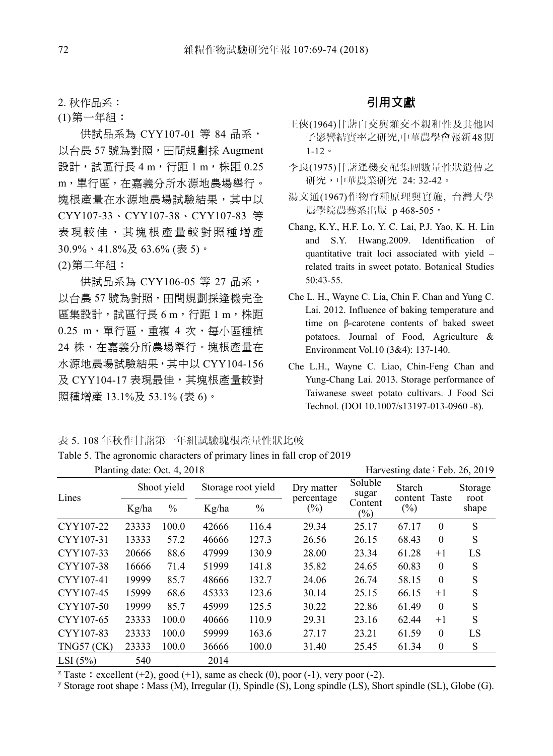2. 秋作品系：

(1)第一年組：

供試品系為 CYY107-01 等 84 品系，以台農 57 號為對照，田間規劃採 Augment 設計，試區行長 4 m，行距 1 m，株距 0.25 m，單行區，在嘉義分所水源地農場舉行。塊根產量在水源地農場試驗結果，其中以 CYY107-33、CYY107-38、CYY107-83 等表現較佳，其塊根產量較對照種增產 30.9%、41.8%及 63.6% (表 5)。

(2)第二年組：

供試品系為 CYY106-05 等 27 品系，以台農 57 號為對照，田間規劃採逢機完全區集設計，試區行長 6 m，行距 1 m，株距 0.25 m，單行區，重複 4 次，每小區種植 24 株，在嘉義分所農場舉行。塊根產量在水源地農場試驗結果，其中以 CYY104-156 及 CYY104-17 表現最佳，其塊根產量較對照種增產 13.1%及 53.1% (表 6)。

## 引用文獻

王俠(1964)甘藷自交與雜交不親和性及其他因子影響結實率之研究,中華農學會報新48期 1-12。

李良(1975)甘藷逢機交配集團數量性狀遺傳之研究，中華農業研究 24: 32-42。

湯文通(1967)作物育種原理與實施，台灣大學農學院農藝系出版 p 468-505。

Chang, K.Y., H.F. Lo, Y. C. Lai, P.J. Yao, K. H. Lin and S.Y. Hwang.2009. Identification of quantitative trait loci associated with yield – related traits in sweet potato. Botanical Studies 50:43-55.

Che L. H., Wayne C. Lia, Chin F. Chan and Yung C. Lai. 2012. Influence of baking temperature and time on β-carotene contents of baked sweet potatoes. Journal of Food, Agriculture & Environment Vol.10 (3&4): 137-140.

Che L.H., Wayne C. Liao, Chin-Feng Chan and Yung-Chang Lai. 2013. Storage performance of Taiwanese sweet potato cultivars. J Food Sci Technol. (DOI 10.1007/s13197-013-0960 -8).

表 5. 108 年秋作甘藷第一年組試驗塊根產量性狀比較

Table 5. The agronomic characters of primary lines in fall crop of 2019

Planting date: Oct. 4, 2018　　　　Harvesting date：Feb. 26, 2019

| Lines | Shoot yield | | Storage root yield | | Dry matter percentage (%) | Soluble sugar Content (%) | Starch content (%) | Taste | Storage root shape |
|---|---|---|---|---|---|---|---|---|---|
| | Kg/ha | % | Kg/ha | % | | | | | |
| CYY107-22 | 23333 | 100.0 | 42666 | 116.4 | 29.34 | 25.17 | 67.17 | 0 | S |
| CYY107-31 | 13333 | 57.2 | 46666 | 127.3 | 26.56 | 26.15 | 68.43 | 0 | S |
| CYY107-33 | 20666 | 88.6 | 47999 | 130.9 | 28.00 | 23.34 | 61.28 | +1 | LS |
| CYY107-38 | 16666 | 71.4 | 51999 | 141.8 | 35.82 | 24.65 | 60.83 | 0 | S |
| CYY107-41 | 19999 | 85.7 | 48666 | 132.7 | 24.06 | 26.74 | 58.15 | 0 | S |
| CYY107-45 | 15999 | 68.6 | 45333 | 123.6 | 30.14 | 25.15 | 66.15 | +1 | S |
| CYY107-50 | 19999 | 85.7 | 45999 | 125.5 | 30.22 | 22.86 | 61.49 | 0 | S |
| CYY107-65 | 23333 | 100.0 | 40666 | 110.9 | 29.31 | 23.16 | 62.44 | +1 | S |
| CYY107-83 | 23333 | 100.0 | 59999 | 163.6 | 27.17 | 23.21 | 61.59 | 0 | LS |
| TNG57 (CK) | 23333 | 100.0 | 36666 | 100.0 | 31.40 | 25.45 | 61.34 | 0 | S |
| LSI (5%) | 540 | | 2014 | | | | | | |

[z] Taste：excellent (+2), good (+1), same as check (0), poor (-1), very poor (-2).

[y] Storage root shape：Mass (M), Irregular (I), Spindle (S), Long spindle (LS), Short spindle (SL), Globe (G).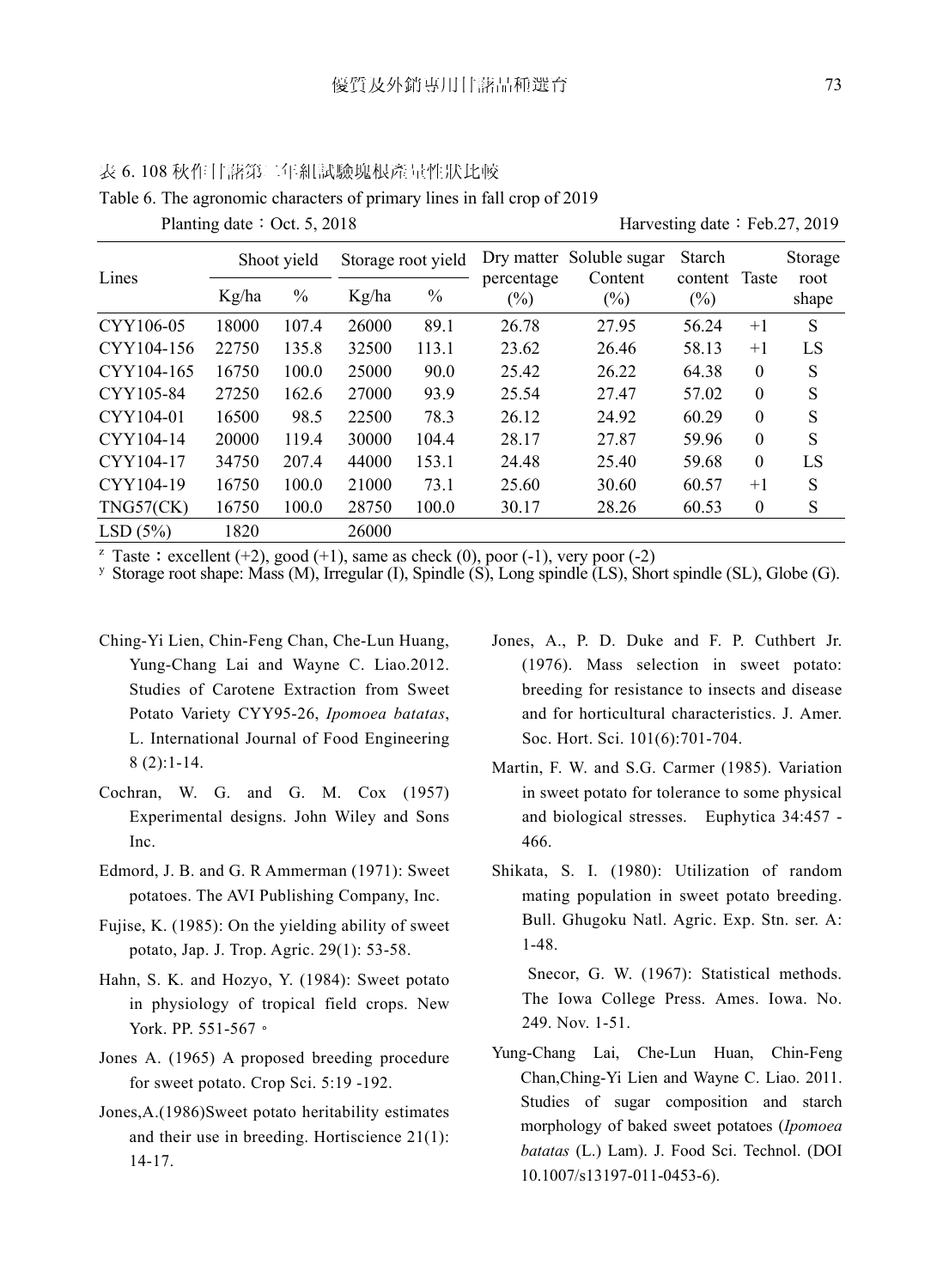表 6. 108 秋作甘藷第二年組試驗塊根產量性狀比較

Table 6. The agronomic characters of primary lines in fall crop of 2019

Planting date：Oct. 5, 2018 Harvesting date：Feb.27, 2019

| Lines | Shoot yield | | Storage root yield | | Dry matter percentage (%) | Soluble sugar Content (%) | Starch content (%) | Taste | Storage root shape |
|---|---|---|---|---|---|---|---|---|---|
| | Kg/ha | % | Kg/ha | % | | | | | |
| CYY106-05 | 18000 | 107.4 | 26000 | 89.1 | 26.78 | 27.95 | 56.24 | +1 | S |
| CYY104-156 | 22750 | 135.8 | 32500 | 113.1 | 23.62 | 26.46 | 58.13 | +1 | LS |
| CYY104-165 | 16750 | 100.0 | 25000 | 90.0 | 25.42 | 26.22 | 64.38 | 0 | S |
| CYY105-84 | 27250 | 162.6 | 27000 | 93.9 | 25.54 | 27.47 | 57.02 | 0 | S |
| CYY104-01 | 16500 | 98.5 | 22500 | 78.3 | 26.12 | 24.92 | 60.29 | 0 | S |
| CYY104-14 | 20000 | 119.4 | 30000 | 104.4 | 28.17 | 27.87 | 59.96 | 0 | S |
| CYY104-17 | 34750 | 207.4 | 44000 | 153.1 | 24.48 | 25.40 | 59.68 | 0 | LS |
| CYY104-19 | 16750 | 100.0 | 21000 | 73.1 | 25.60 | 30.60 | 60.57 | +1 | S |
| TNG57(CK) | 16750 | 100.0 | 28750 | 100.0 | 30.17 | 28.26 | 60.53 | 0 | S |
| LSD (5%) | 1820 | | 26000 | | | | | | |

[z] Taste：excellent (+2), good (+1), same as check (0), poor (-1), very poor (-2)

[y] Storage root shape: Mass (M), Irregular (I), Spindle (S), Long spindle (LS), Short spindle (SL), Globe (G).

Ching-Yi Lien, Chin-Feng Chan, Che-Lun Huang, Yung-Chang Lai and Wayne C. Liao.2012. Studies of Carotene Extraction from Sweet Potato Variety CYY95-26, *Ipomoea batatas*, L. International Journal of Food Engineering 8 (2):1-14.

Cochran, W. G. and G. M. Cox (1957) Experimental designs. John Wiley and Sons Inc.

Edmord, J. B. and G. R Ammerman (1971): Sweet potatoes. The AVI Publishing Company, Inc.

Fujise, K. (1985): On the yielding ability of sweet potato, Jap. J. Trop. Agric. 29(1): 53-58.

Hahn, S. K. and Hozyo, Y. (1984): Sweet potato in physiology of tropical field crops. New York. PP. 551-567。

Jones A. (1965) A proposed breeding procedure for sweet potato. Crop Sci. 5:19 -192.

Jones,A.(1986)Sweet potato heritability estimates and their use in breeding. Hortiscience 21(1): 14-17.

Jones, A., P. D. Duke and F. P. Cuthbert Jr. (1976). Mass selection in sweet potato: breeding for resistance to insects and disease and for horticultural characteristics. J. Amer. Soc. Hort. Sci. 101(6):701-704.

Martin, F. W. and S.G. Carmer (1985). Variation in sweet potato for tolerance to some physical and biological stresses. Euphytica 34:457 - 466.

Shikata, S. I. (1980): Utilization of random mating population in sweet potato breeding. Bull. Ghugoku Natl. Agric. Exp. Stn. ser. A: 1-48.

Snecor, G. W. (1967): Statistical methods. The Iowa College Press. Ames. Iowa. No. 249. Nov. 1-51.

Yung-Chang Lai, Che-Lun Huan, Chin-Feng Chan,Ching-Yi Lien and Wayne C. Liao. 2011. Studies of sugar composition and starch morphology of baked sweet potatoes (*Ipomoea batatas* (L.) Lam). J. Food Sci. Technol. (DOI 10.1007/s13197-011-0453-6).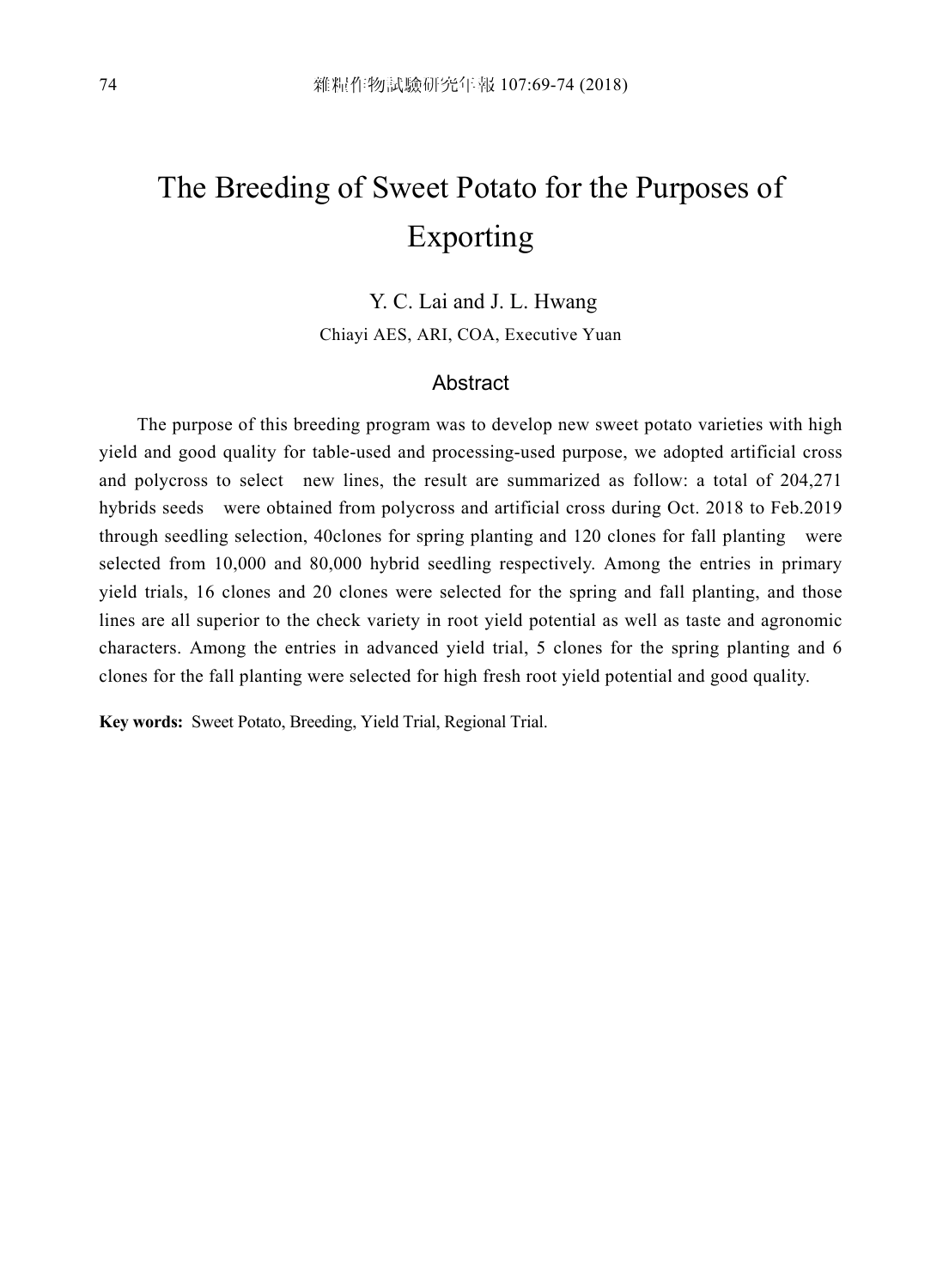# The Breeding of Sweet Potato for the Purposes of Exporting

Y. C. Lai and J. L. Hwang

Chiayi AES, ARI, COA, Executive Yuan

## Abstract

The purpose of this breeding program was to develop new sweet potato varieties with high yield and good quality for table-used and processing-used purpose, we adopted artificial cross and polycross to select new lines, the result are summarized as follow: a total of 204,271 hybrids seeds were obtained from polycross and artificial cross during Oct. 2018 to Feb.2019 through seedling selection, 40clones for spring planting and 120 clones for fall planting were selected from 10,000 and 80,000 hybrid seedling respectively. Among the entries in primary yield trials, 16 clones and 20 clones were selected for the spring and fall planting, and those lines are all superior to the check variety in root yield potential as well as taste and agronomic characters. Among the entries in advanced yield trial, 5 clones for the spring planting and 6 clones for the fall planting were selected for high fresh root yield potential and good quality.

**Key words:** Sweet Potato, Breeding, Yield Trial, Regional Trial.